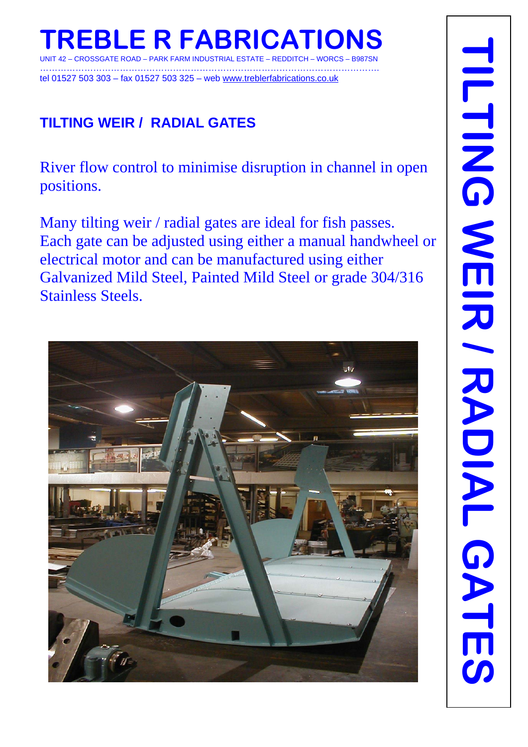# TREBLE R FABRICATIONS

UNIT 42 – CROSSGATE ROAD – PARK FARM INDUSTRIAL ESTATE – REDDITCH – WORCS – B987SN

tel 01527 503 303 – fax 01527 503 325 – web www.treblerfabrications.co.uk

## TILTING WEIR / RADIAL GATES

River flow control to minimise disruption in channel in open positions.

Many tilting weir / radial gates are ideal for fish passes. Each gate can be adjusted using either a manual handwheel or electrical motor and can be manufactured using either Galvanized Mild Steel, Painted Mild Steel or grade 304/316 Stainless Steels.

TILTING WEIR / RADIAL GATES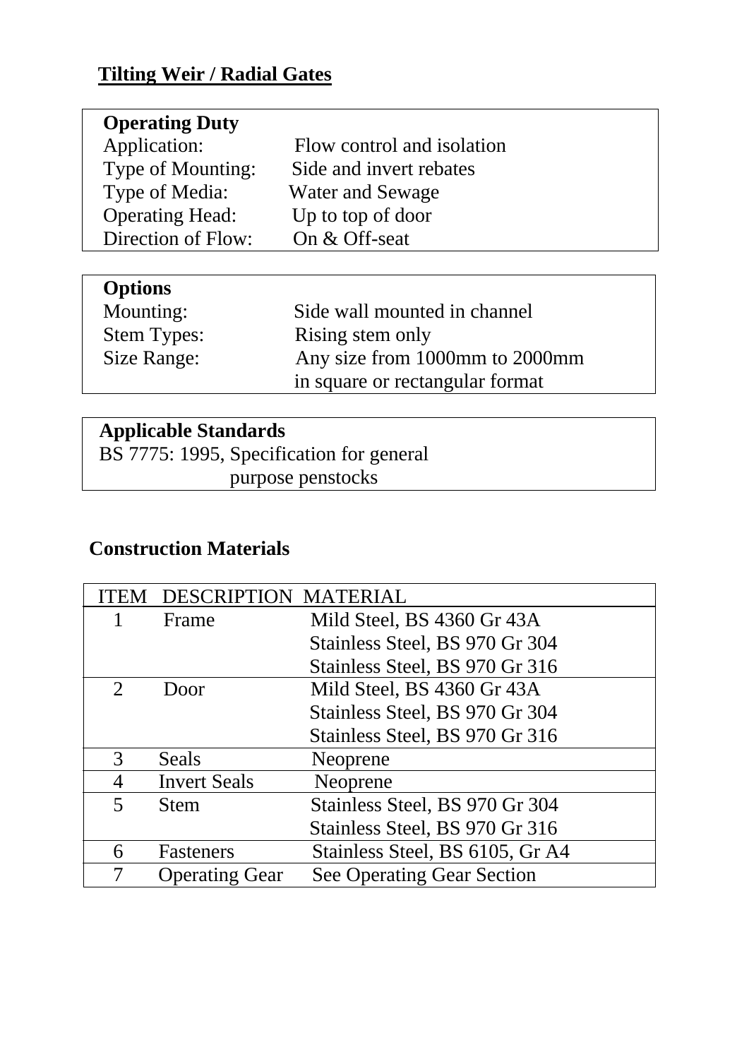## Tilting Weir / Radial Gates

| **Operating Duty** | |
|---|---|
| Application: | Flow control and isolation |
| Type of Mounting: | Side and invert rebates |
| Type of Media: | Water and Sewage |
| Operating Head: | Up to top of door |
| Direction of Flow: | On & Off-seat |

| **Options** | |
|---|---|
| Mounting: | Side wall mounted in channel |
| Stem Types: | Rising stem only |
| Size Range: | Any size from 1000mm to 2000mm in square or rectangular format |

**Applicable Standards**

BS 7775: 1995, Specification for general purpose penstocks

### Construction Materials

| ITEM | DESCRIPTION | MATERIAL |
|---|---|---|
| 1 | Frame | Mild Steel, BS 4360 Gr 43A<br>Stainless Steel, BS 970 Gr 304<br>Stainless Steel, BS 970 Gr 316 |
| 2 | Door | Mild Steel, BS 4360 Gr 43A<br>Stainless Steel, BS 970 Gr 304<br>Stainless Steel, BS 970 Gr 316 |
| 3 | Seals | Neoprene |
| 4 | Invert Seals | Neoprene |
| 5 | Stem | Stainless Steel, BS 970 Gr 304<br>Stainless Steel, BS 970 Gr 316 |
| 6 | Fasteners | Stainless Steel, BS 6105, Gr A4 |
| 7 | Operating Gear | See Operating Gear Section |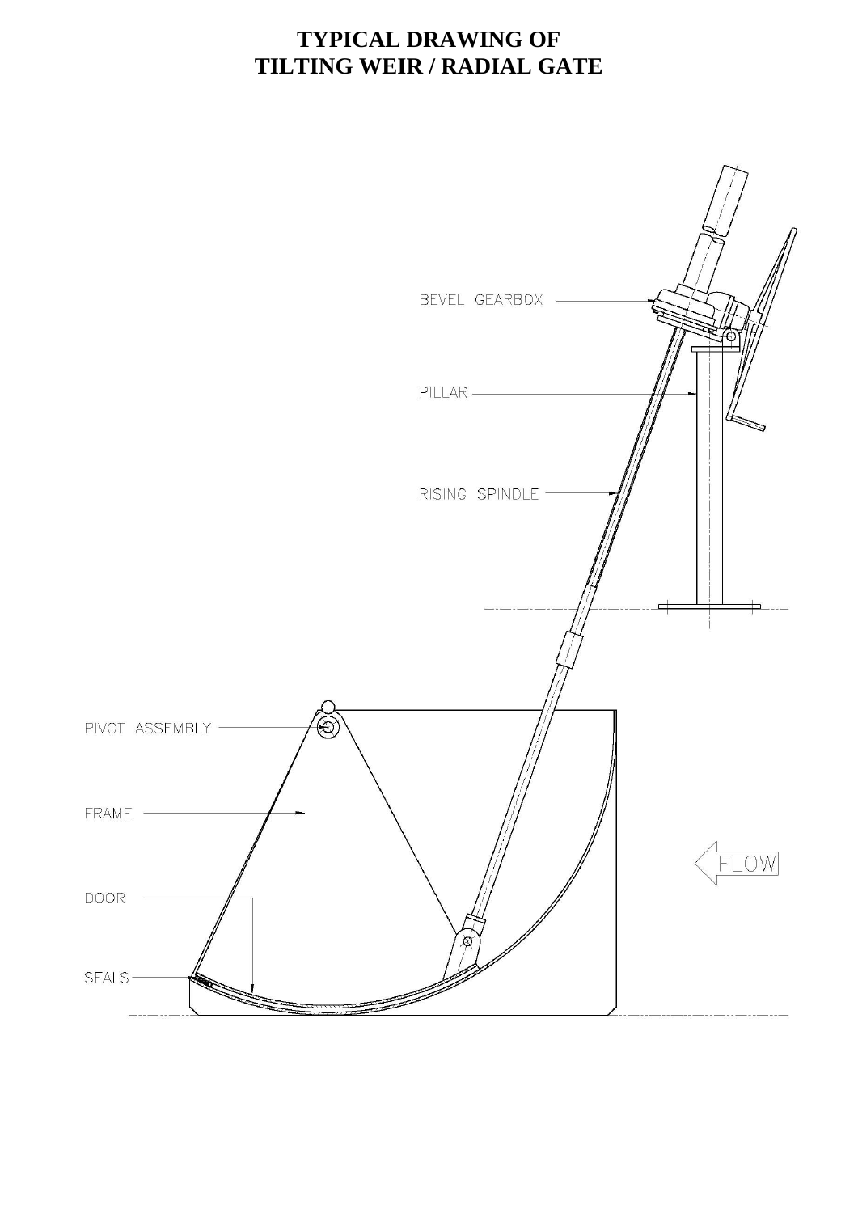# TYPICAL DRAWING OF TILTING WEIR / RADIAL GATE

BEVEL GEARBOX

PILLAR

RISING SPINDLE

PIVOT ASSEMBLY

FRAME

DOOR

SEALS

FLOW